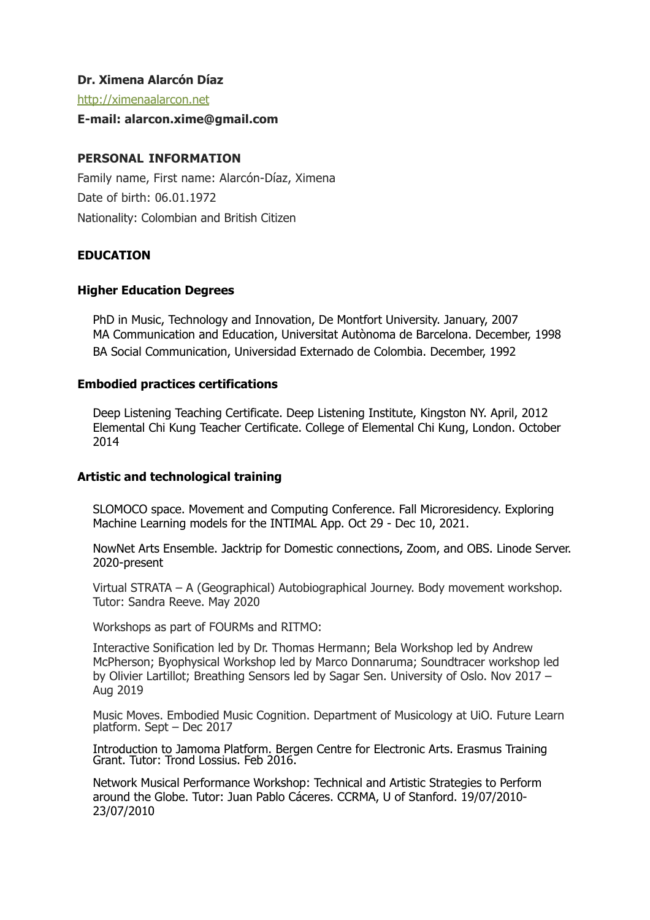**Dr. Ximena Alarcón Díaz**

[http://ximenaalarcon.net](http://ximenaalarcon.net)

**E-mail: alarcon.xime@gmail.com**

## PERSONAL INFORMATION

Family name, First name: Alarcón-Díaz, Ximena

Date of birth: 06.01.1972

Nationality: Colombian and British Citizen

## EDUCATION

### Higher Education Degrees

PhD in Music, Technology and Innovation, De Montfort University. January, 2007
MA Communication and Education, Universitat Autònoma de Barcelona. December, 1998
BA Social Communication, Universidad Externado de Colombia. December, 1992

### Embodied practices certifications

Deep Listening Teaching Certificate. Deep Listening Institute, Kingston NY. April, 2012
Elemental Chi Kung Teacher Certificate. College of Elemental Chi Kung, London. October 2014

### Artistic and technological training

SLOMOCO space. Movement and Computing Conference. Fall Microresidency. Exploring Machine Learning models for the INTIMAL App. Oct 29 - Dec 10, 2021.

NowNet Arts Ensemble. Jacktrip for Domestic connections, Zoom, and OBS. Linode Server. 2020-present

Virtual STRATA – A (Geographical) Autobiographical Journey. Body movement workshop. Tutor: Sandra Reeve. May 2020

Workshops as part of FOURMs and RITMO:

Interactive Sonification led by Dr. Thomas Hermann; Bela Workshop led by Andrew McPherson; Byophysical Workshop led by Marco Donnaruma; Soundtracer workshop led by Olivier Lartillot; Breathing Sensors led by Sagar Sen. University of Oslo. Nov 2017 – Aug 2019

Music Moves. Embodied Music Cognition. Department of Musicology at UiO. Future Learn platform. Sept – Dec 2017

Introduction to Jamoma Platform. Bergen Centre for Electronic Arts. Erasmus Training Grant. Tutor: Trond Lossius. Feb 2016.

Network Musical Performance Workshop: Technical and Artistic Strategies to Perform around the Globe. Tutor: Juan Pablo Cáceres. CCRMA, U of Stanford. 19/07/2010-23/07/2010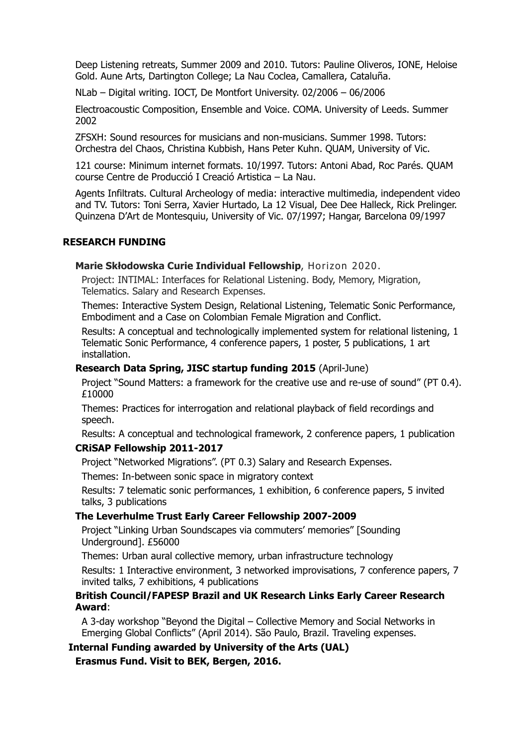Deep Listening retreats, Summer 2009 and 2010. Tutors: Pauline Oliveros, IONE, Heloise Gold. Aune Arts, Dartington College; La Nau Coclea, Camallera, Cataluña.

NLab – Digital writing. IOCT, De Montfort University. 02/2006 – 06/2006

Electroacoustic Composition, Ensemble and Voice. COMA. University of Leeds. Summer 2002

ZFSXH: Sound resources for musicians and non-musicians. Summer 1998. Tutors: Orchestra del Chaos, Christina Kubbish, Hans Peter Kuhn. QUAM, University of Vic.

121 course: Minimum internet formats. 10/1997. Tutors: Antoni Abad, Roc Parés. QUAM course Centre de Producció I Creació Artistica – La Nau.

Agents Infiltrats. Cultural Archeology of media: interactive multimedia, independent video and TV. Tutors: Toni Serra, Xavier Hurtado, La 12 Visual, Dee Dee Halleck, Rick Prelinger. Quinzena D'Art de Montesquiu, University of Vic. 07/1997; Hangar, Barcelona 09/1997

## RESEARCH FUNDING

**Marie Skłodowska Curie Individual Fellowship**, Horizon 2020.

Project: INTIMAL: Interfaces for Relational Listening. Body, Memory, Migration, Telematics. Salary and Research Expenses.

Themes: Interactive System Design, Relational Listening, Telematic Sonic Performance, Embodiment and a Case on Colombian Female Migration and Conflict.

Results: A conceptual and technologically implemented system for relational listening, 1 Telematic Sonic Performance, 4 conference papers, 1 poster, 5 publications, 1 art installation.

**Research Data Spring, JISC startup funding 2015** (April-June)

Project "Sound Matters: a framework for the creative use and re-use of sound" (PT 0.4). £10000

Themes: Practices for interrogation and relational playback of field recordings and speech.

Results: A conceptual and technological framework, 2 conference papers, 1 publication

**CRiSAP Fellowship 2011-2017**

Project "Networked Migrations". (PT 0.3) Salary and Research Expenses.

Themes: In-between sonic space in migratory context

Results: 7 telematic sonic performances, 1 exhibition, 6 conference papers, 5 invited talks, 3 publications

**The Leverhulme Trust Early Career Fellowship 2007-2009**

Project "Linking Urban Soundscapes via commuters' memories" [Sounding Underground]. £56000

Themes: Urban aural collective memory, urban infrastructure technology

Results: 1 Interactive environment, 3 networked improvisations, 7 conference papers, 7 invited talks, 7 exhibitions, 4 publications

**British Council/FAPESP Brazil and UK Research Links Early Career Research Award**:

A 3-day workshop "Beyond the Digital – Collective Memory and Social Networks in Emerging Global Conflicts" (April 2014). São Paulo, Brazil. Traveling expenses.

**Internal Funding awarded by University of the Arts (UAL)**

**Erasmus Fund. Visit to BEK, Bergen, 2016.**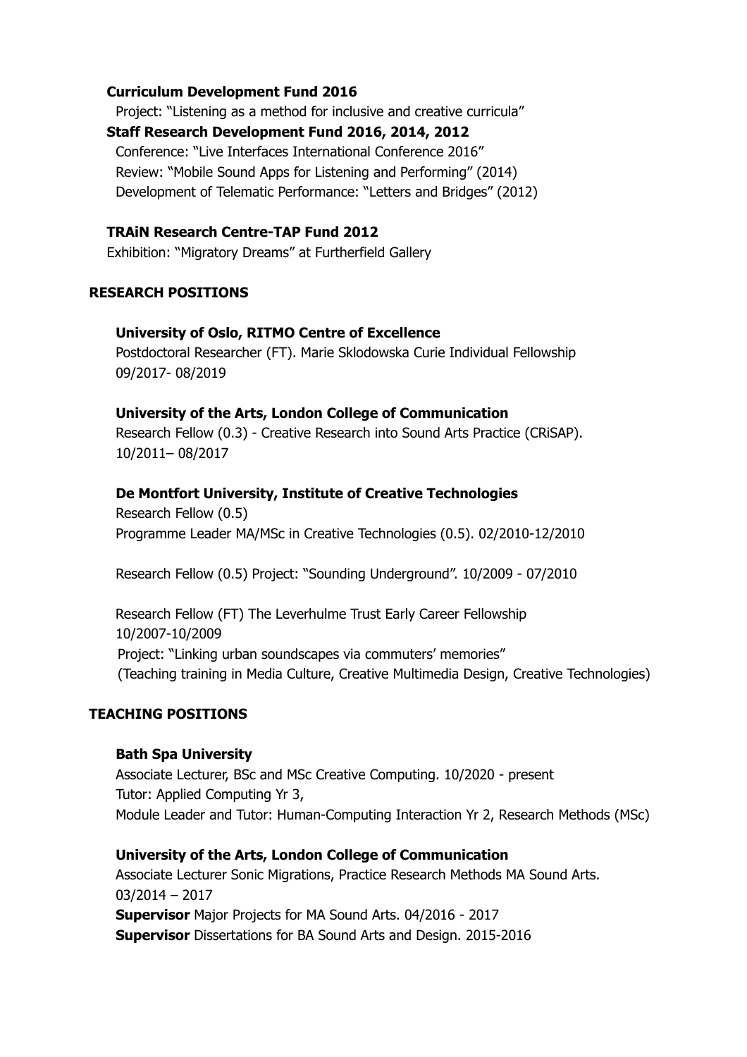**Curriculum Development Fund 2016**

Project: "Listening as a method for inclusive and creative curricula"

**Staff Research Development Fund 2016, 2014, 2012**

Conference: "Live Interfaces International Conference 2016"
Review: "Mobile Sound Apps for Listening and Performing" (2014)
Development of Telematic Performance: "Letters and Bridges" (2012)

**TRAiN Research Centre-TAP Fund 2012**

Exhibition: "Migratory Dreams" at Furtherfield Gallery

## RESEARCH POSITIONS

**University of Oslo, RITMO Centre of Excellence**

Postdoctoral Researcher (FT). Marie Sklodowska Curie Individual Fellowship
09/2017- 08/2019

**University of the Arts, London College of Communication**

Research Fellow (0.3) - Creative Research into Sound Arts Practice (CRiSAP).
10/2011– 08/2017

**De Montfort University, Institute of Creative Technologies**

Research Fellow (0.5)
Programme Leader MA/MSc in Creative Technologies (0.5). 02/2010-12/2010

Research Fellow (0.5) Project: "Sounding Underground". 10/2009 - 07/2010

Research Fellow (FT) The Leverhulme Trust Early Career Fellowship
10/2007-10/2009
Project: "Linking urban soundscapes via commuters' memories"
(Teaching training in Media Culture, Creative Multimedia Design, Creative Technologies)

## TEACHING POSITIONS

**Bath Spa University**

Associate Lecturer, BSc and MSc Creative Computing. 10/2020 - present
Tutor: Applied Computing Yr 3,
Module Leader and Tutor: Human-Computing Interaction Yr 2, Research Methods (MSc)

**University of the Arts, London College of Communication**

Associate Lecturer Sonic Migrations, Practice Research Methods MA Sound Arts.
03/2014 – 2017
**Supervisor** Major Projects for MA Sound Arts. 04/2016 - 2017
**Supervisor** Dissertations for BA Sound Arts and Design. 2015-2016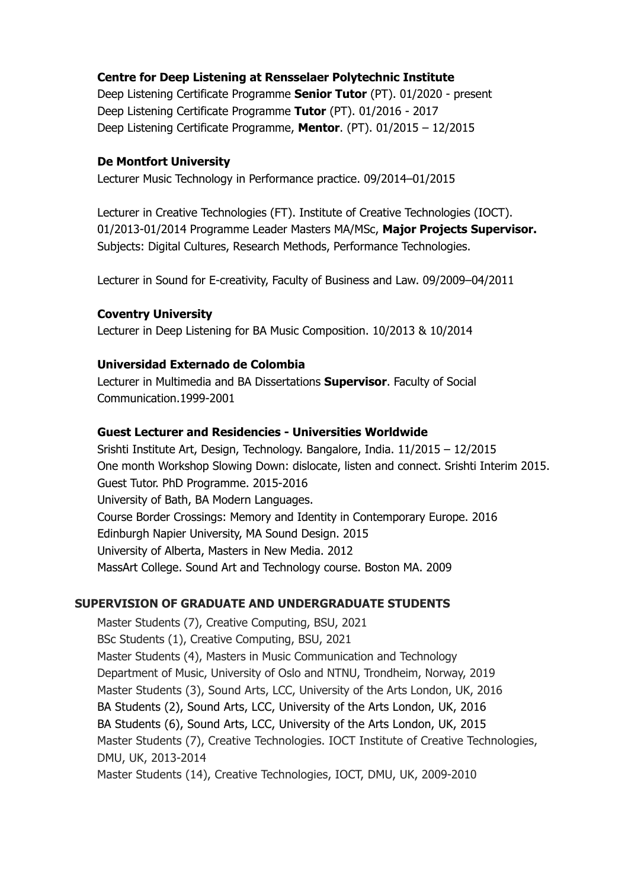**Centre for Deep Listening at Rensselaer Polytechnic Institute**
Deep Listening Certificate Programme **Senior Tutor** (PT). 01/2020 - present
Deep Listening Certificate Programme **Tutor** (PT). 01/2016 - 2017
Deep Listening Certificate Programme, **Mentor**. (PT). 01/2015 – 12/2015

**De Montfort University**
Lecturer Music Technology in Performance practice. 09/2014–01/2015

Lecturer in Creative Technologies (FT). Institute of Creative Technologies (IOCT). 01/2013-01/2014 Programme Leader Masters MA/MSc, **Major Projects Supervisor.** Subjects: Digital Cultures, Research Methods, Performance Technologies.

Lecturer in Sound for E-creativity, Faculty of Business and Law. 09/2009–04/2011

**Coventry University**
Lecturer in Deep Listening for BA Music Composition. 10/2013 & 10/2014

**Universidad Externado de Colombia**
Lecturer in Multimedia and BA Dissertations **Supervisor**. Faculty of Social Communication.1999-2001

**Guest Lecturer and Residencies - Universities Worldwide**
Srishti Institute Art, Design, Technology. Bangalore, India. 11/2015 – 12/2015
One month Workshop Slowing Down: dislocate, listen and connect. Srishti Interim 2015.
Guest Tutor. PhD Programme. 2015-2016
University of Bath, BA Modern Languages.
Course Border Crossings: Memory and Identity in Contemporary Europe. 2016
Edinburgh Napier University, MA Sound Design. 2015
University of Alberta, Masters in New Media. 2012
MassArt College. Sound Art and Technology course. Boston MA. 2009

## SUPERVISION OF GRADUATE AND UNDERGRADUATE STUDENTS

Master Students (7), Creative Computing, BSU, 2021
BSc Students (1), Creative Computing, BSU, 2021
Master Students (4), Masters in Music Communication and Technology
Department of Music, University of Oslo and NTNU, Trondheim, Norway, 2019
Master Students (3), Sound Arts, LCC, University of the Arts London, UK, 2016
BA Students (2), Sound Arts, LCC, University of the Arts London, UK, 2016
BA Students (6), Sound Arts, LCC, University of the Arts London, UK, 2015
Master Students (7), Creative Technologies. IOCT Institute of Creative Technologies, DMU, UK, 2013-2014
Master Students (14), Creative Technologies, IOCT, DMU, UK, 2009-2010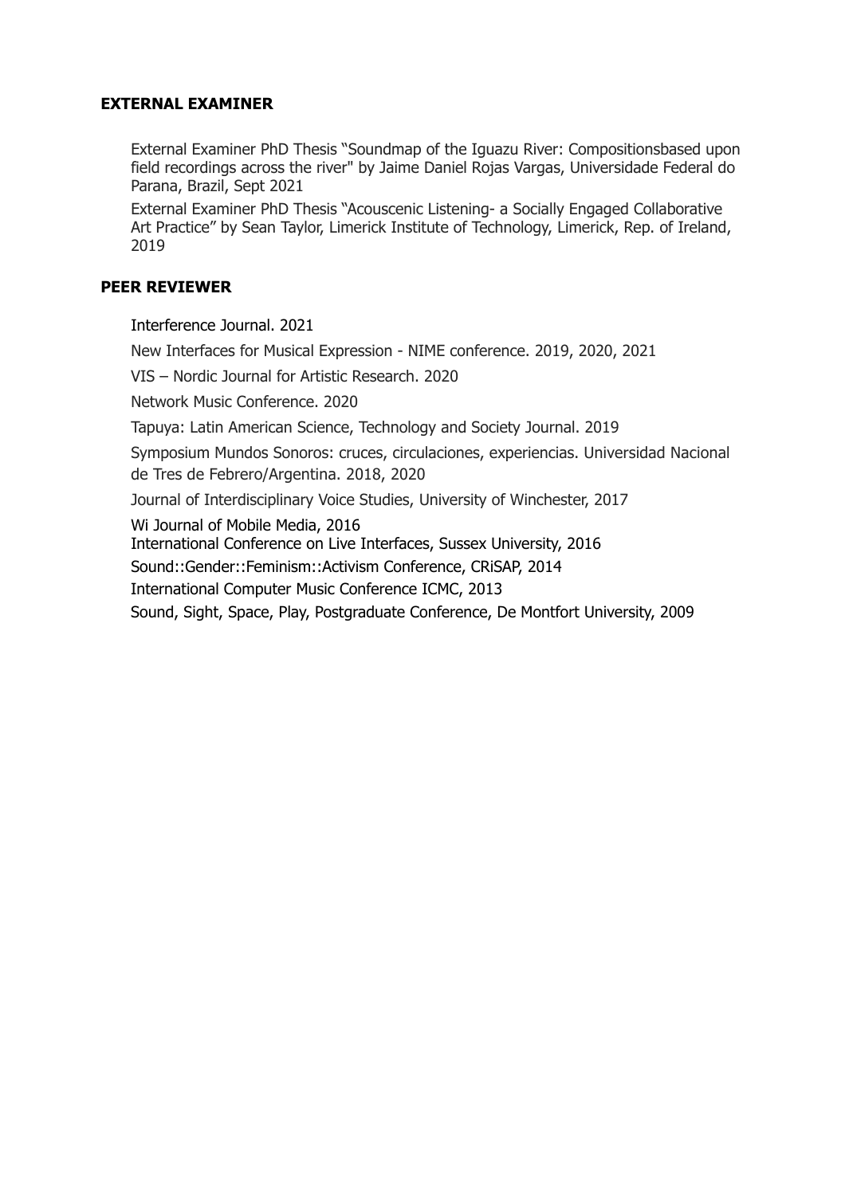## EXTERNAL EXAMINER

External Examiner PhD Thesis "Soundmap of the Iguazu River: Compositionsbased upon field recordings across the river" by Jaime Daniel Rojas Vargas, Universidade Federal do Parana, Brazil, Sept 2021

External Examiner PhD Thesis "Acouscenic Listening- a Socially Engaged Collaborative Art Practice" by Sean Taylor, Limerick Institute of Technology, Limerick, Rep. of Ireland, 2019

## PEER REVIEWER

Interference Journal. 2021

New Interfaces for Musical Expression - NIME conference. 2019, 2020, 2021

VIS – Nordic Journal for Artistic Research. 2020

Network Music Conference. 2020

Tapuya: Latin American Science, Technology and Society Journal. 2019

Symposium Mundos Sonoros: cruces, circulaciones, experiencias. Universidad Nacional de Tres de Febrero/Argentina. 2018, 2020

Journal of Interdisciplinary Voice Studies, University of Winchester, 2017

Wi Journal of Mobile Media, 2016

International Conference on Live Interfaces, Sussex University, 2016

Sound::Gender::Feminism::Activism Conference, CRiSAP, 2014

International Computer Music Conference ICMC, 2013

Sound, Sight, Space, Play, Postgraduate Conference, De Montfort University, 2009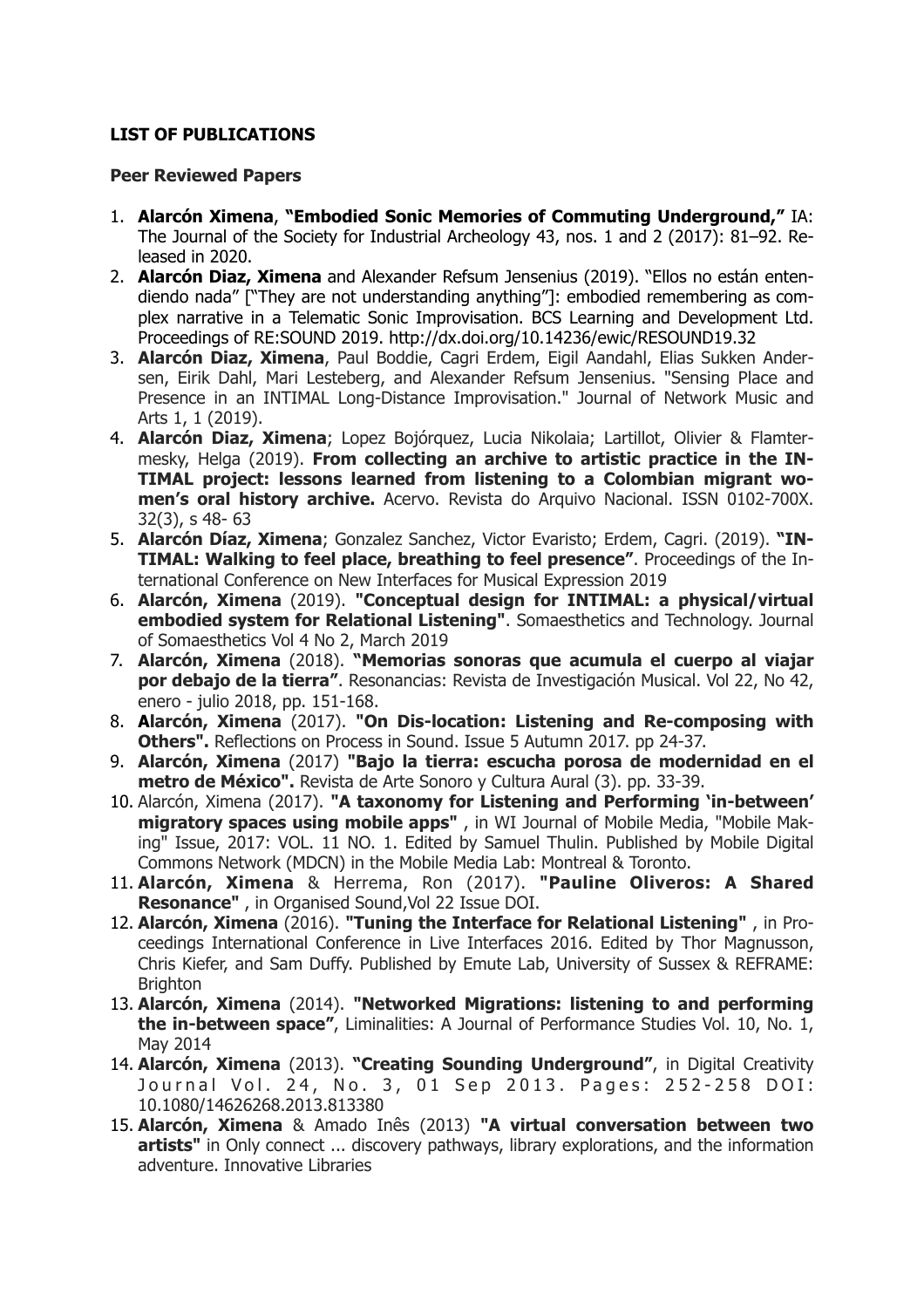**LIST OF PUBLICATIONS**

**Peer Reviewed Papers**

1. **Alarcón Ximena**, **"Embodied Sonic Memories of Commuting Underground,"** IA: The Journal of the Society for Industrial Archeology 43, nos. 1 and 2 (2017): 81–92. Released in 2020.
2. **Alarcón Diaz, Ximena** and Alexander Refsum Jensenius (2019). "Ellos no están entendiendo nada" ["They are not understanding anything"]: embodied remembering as complex narrative in a Telematic Sonic Improvisation. BCS Learning and Development Ltd. Proceedings of RE:SOUND 2019. http://dx.doi.org/10.14236/ewic/RESOUND19.32
3. **Alarcón Diaz, Ximena**, Paul Boddie, Cagri Erdem, Eigil Aandahl, Elias Sukken Andersen, Eirik Dahl, Mari Lesteberg, and Alexander Refsum Jensenius. "Sensing Place and Presence in an INTIMAL Long-Distance Improvisation." Journal of Network Music and Arts 1, 1 (2019).
4. **Alarcón Diaz, Ximena**; Lopez Bojórquez, Lucia Nikolaia; Lartillot, Olivier & Flamtermesky, Helga (2019). **From collecting an archive to artistic practice in the INTIMAL project: lessons learned from listening to a Colombian migrant women's oral history archive.** Acervo. Revista do Arquivo Nacional. ISSN 0102-700X. 32(3), s 48- 63
5. **Alarcón Díaz, Ximena**; Gonzalez Sanchez, Victor Evaristo; Erdem, Cagri. (2019). **"INTIMAL: Walking to feel place, breathing to feel presence"**. Proceedings of the International Conference on New Interfaces for Musical Expression 2019
6. **Alarcón, Ximena** (2019). **"Conceptual design for INTIMAL: a physical/virtual embodied system for Relational Listening"**. Somaesthetics and Technology. Journal of Somaesthetics Vol 4 No 2, March 2019
7. **Alarcón, Ximena** (2018). **"Memorias sonoras que acumula el cuerpo al viajar por debajo de la tierra"**. Resonancias: Revista de Investigación Musical. Vol 22, No 42, enero - julio 2018, pp. 151-168.
8. **Alarcón, Ximena** (2017). **"On Dis-location: Listening and Re-composing with Others".** Reflections on Process in Sound. Issue 5 Autumn 2017. pp 24-37.
9. **Alarcón, Ximena** (2017) **"Bajo la tierra: escucha porosa de modernidad en el metro de México".** Revista de Arte Sonoro y Cultura Aural (3). pp. 33-39.
10. Alarcón, Ximena (2017). **"A taxonomy for Listening and Performing 'in-between' migratory spaces using mobile apps"** , in WI Journal of Mobile Media, "Mobile Making" Issue, 2017: VOL. 11 NO. 1. Edited by Samuel Thulin. Published by Mobile Digital Commons Network (MDCN) in the Mobile Media Lab: Montreal & Toronto.
11. **Alarcón, Ximena** & Herrema, Ron (2017). **"Pauline Oliveros: A Shared Resonance"** , in Organised Sound,Vol 22 Issue DOI.
12. **Alarcón, Ximena** (2016). **"Tuning the Interface for Relational Listening"** , in Proceedings International Conference in Live Interfaces 2016. Edited by Thor Magnusson, Chris Kiefer, and Sam Duffy. Published by Emute Lab, University of Sussex & REFRAME: Brighton
13. **Alarcón, Ximena** (2014). **"Networked Migrations: listening to and performing the in-between space"**, Liminalities: A Journal of Performance Studies Vol. 10, No. 1, May 2014
14. **Alarcón, Ximena** (2013). **"Creating Sounding Underground"**, in Digital Creativity Journal Vol. 24, No. 3, 01 Sep 2013. Pages: 252-258 DOI: 10.1080/14626268.2013.813380
15. **Alarcón, Ximena** & Amado Inês (2013) **"A virtual conversation between two artists"** in Only connect ... discovery pathways, library explorations, and the information adventure. Innovative Libraries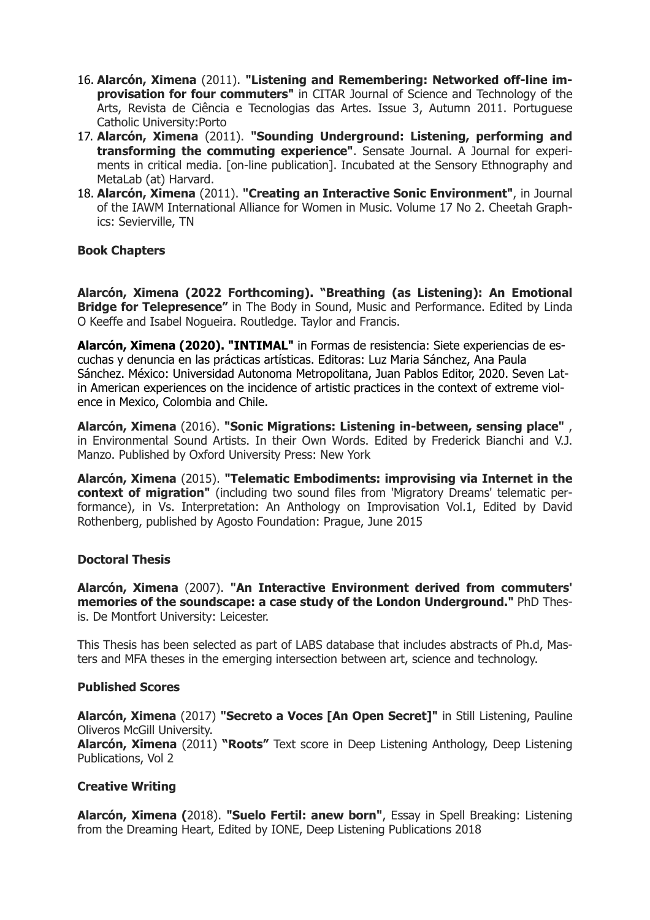16. **Alarcón, Ximena** (2011). **"Listening and Remembering: Networked off-line improvisation for four commuters"** in CITAR Journal of Science and Technology of the Arts, Revista de Ciência e Tecnologias das Artes. Issue 3, Autumn 2011. Portuguese Catholic University:Porto
17. **Alarcón, Ximena** (2011). **"Sounding Underground: Listening, performing and transforming the commuting experience"**. Sensate Journal. A Journal for experiments in critical media. [on-line publication]. Incubated at the Sensory Ethnography and MetaLab (at) Harvard.
18. **Alarcón, Ximena** (2011). **"Creating an Interactive Sonic Environment"**, in Journal of the IAWM International Alliance for Women in Music. Volume 17 No 2. Cheetah Graphics: Sevierville, TN

### Book Chapters

**Alarcón, Ximena (2022 Forthcoming). "Breathing (as Listening): An Emotional Bridge for Telepresence"** in The Body in Sound, Music and Performance. Edited by Linda O Keeffe and Isabel Nogueira. Routledge. Taylor and Francis.

**Alarcón, Ximena (2020). "INTIMAL"** in Formas de resistencia: Siete experiencias de escuchas y denuncia en las prácticas artísticas. Editoras: Luz Maria Sánchez, Ana Paula Sánchez. México: Universidad Autonoma Metropolitana, Juan Pablos Editor, 2020. Seven Latin American experiences on the incidence of artistic practices in the context of extreme violence in Mexico, Colombia and Chile.

**Alarcón, Ximena** (2016). **"Sonic Migrations: Listening in-between, sensing place"** , in Environmental Sound Artists. In their Own Words. Edited by Frederick Bianchi and V.J. Manzo. Published by Oxford University Press: New York

**Alarcón, Ximena** (2015). **"Telematic Embodiments: improvising via Internet in the context of migration"** (including two sound files from 'Migratory Dreams' telematic performance), in Vs. Interpretation: An Anthology on Improvisation Vol.1, Edited by David Rothenberg, published by Agosto Foundation: Prague, June 2015

### Doctoral Thesis

**Alarcón, Ximena** (2007). **"An Interactive Environment derived from commuters' memories of the soundscape: a case study of the London Underground."** PhD Thesis. De Montfort University: Leicester.

This Thesis has been selected as part of LABS database that includes abstracts of Ph.d, Masters and MFA theses in the emerging intersection between art, science and technology.

### Published Scores

**Alarcón, Ximena** (2017) **"Secreto a Voces [An Open Secret]"** in Still Listening, Pauline Oliveros McGill University.
**Alarcón, Ximena** (2011) **"Roots"** Text score in Deep Listening Anthology, Deep Listening Publications, Vol 2

### Creative Writing

**Alarcón, Ximena (**2018). **"Suelo Fertil: anew born"**, Essay in Spell Breaking: Listening from the Dreaming Heart, Edited by IONE, Deep Listening Publications 2018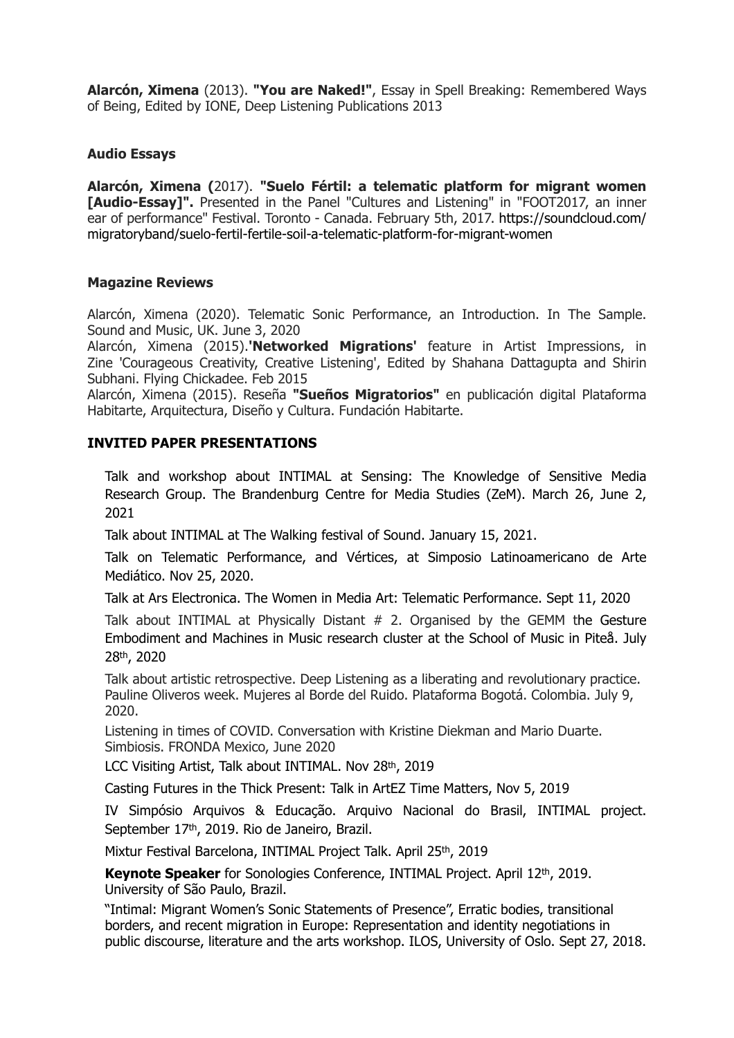**Alarcón, Ximena** (2013). **"You are Naked!"**, Essay in Spell Breaking: Remembered Ways of Being, Edited by IONE, Deep Listening Publications 2013

### Audio Essays

**Alarcón, Ximena (**2017). **"Suelo Fértil: a telematic platform for migrant women [Audio-Essay]".** Presented in the Panel "Cultures and Listening" in "FOOT2017, an inner ear of performance" Festival. Toronto - Canada. February 5th, 2017. https://soundcloud.com/migratoryband/suelo-fertil-fertile-soil-a-telematic-platform-for-migrant-women

### Magazine Reviews

Alarcón, Ximena (2020). Telematic Sonic Performance, an Introduction. In The Sample. Sound and Music, UK. June 3, 2020

Alarcón, Ximena (2015).**'Networked Migrations'** feature in Artist Impressions, in Zine 'Courageous Creativity, Creative Listening', Edited by Shahana Dattagupta and Shirin Subhani. Flying Chickadee. Feb 2015

Alarcón, Ximena (2015). Reseña **"Sueños Migratorios"** en publicación digital Plataforma Habitarte, Arquitectura, Diseño y Cultura. Fundación Habitarte.

## INVITED PAPER PRESENTATIONS

Talk and workshop about INTIMAL at Sensing: The Knowledge of Sensitive Media Research Group. The Brandenburg Centre for Media Studies (ZeM). March 26, June 2, 2021

Talk about INTIMAL at The Walking festival of Sound. January 15, 2021.

Talk on Telematic Performance, and Vértices, at Simposio Latinoamericano de Arte Mediático. Nov 25, 2020.

Talk at Ars Electronica. The Women in Media Art: Telematic Performance. Sept 11, 2020

Talk about INTIMAL at Physically Distant # 2. Organised by the GEMM the Gesture Embodiment and Machines in Music research cluster at the School of Music in Piteå. July 28th, 2020

Talk about artistic retrospective. Deep Listening as a liberating and revolutionary practice. Pauline Oliveros week. Mujeres al Borde del Ruido. Plataforma Bogotá. Colombia. July 9, 2020.

Listening in times of COVID. Conversation with Kristine Diekman and Mario Duarte. Simbiosis. FRONDA Mexico, June 2020

LCC Visiting Artist, Talk about INTIMAL. Nov 28th, 2019

Casting Futures in the Thick Present: Talk in ArtEZ Time Matters, Nov 5, 2019

IV Simpósio Arquivos & Educação. Arquivo Nacional do Brasil, INTIMAL project. September 17th, 2019. Rio de Janeiro, Brazil.

Mixtur Festival Barcelona, INTIMAL Project Talk. April 25th, 2019

**Keynote Speaker** for Sonologies Conference, INTIMAL Project. April 12th, 2019. University of São Paulo, Brazil.

"Intimal: Migrant Women's Sonic Statements of Presence", Erratic bodies, transitional borders, and recent migration in Europe: Representation and identity negotiations in public discourse, literature and the arts workshop. ILOS, University of Oslo. Sept 27, 2018.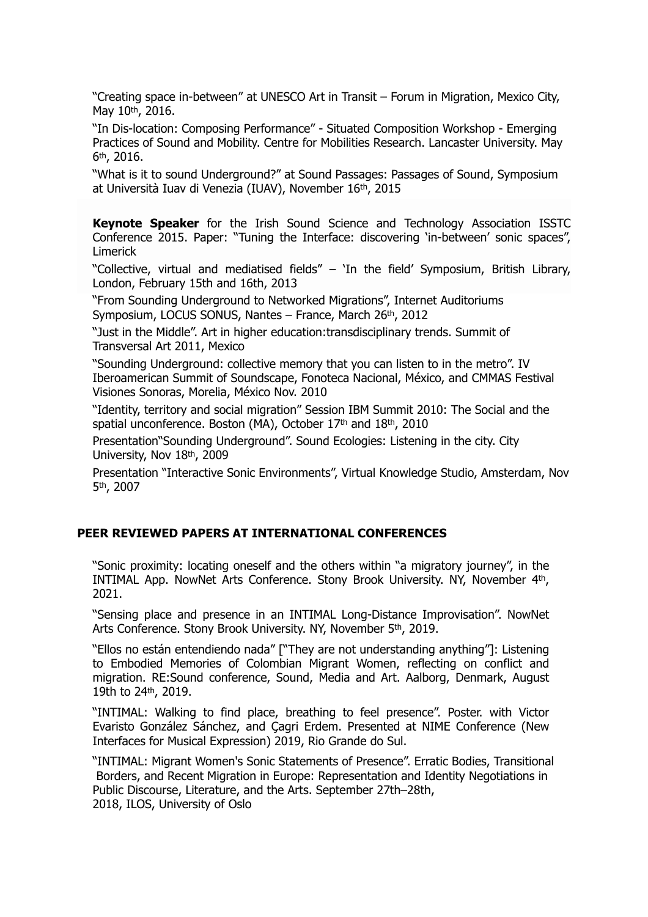"Creating space in-between" at UNESCO Art in Transit – Forum in Migration, Mexico City, May 10th, 2016.

"In Dis-location: Composing Performance" - Situated Composition Workshop - Emerging Practices of Sound and Mobility. Centre for Mobilities Research. Lancaster University. May 6th, 2016.

"What is it to sound Underground?" at Sound Passages: Passages of Sound, Symposium at Università Iuav di Venezia (IUAV), November 16th, 2015

**Keynote Speaker** for the Irish Sound Science and Technology Association ISSTC Conference 2015. Paper: "Tuning the Interface: discovering 'in-between' sonic spaces", Limerick

"Collective, virtual and mediatised fields" – 'In the field' Symposium, British Library, London, February 15th and 16th, 2013

"From Sounding Underground to Networked Migrations", Internet Auditoriums Symposium, LOCUS SONUS, Nantes – France, March 26th, 2012

"Just in the Middle". Art in higher education:transdisciplinary trends. Summit of Transversal Art 2011, Mexico

"Sounding Underground: collective memory that you can listen to in the metro". IV Iberoamerican Summit of Soundscape, Fonoteca Nacional, México, and CMMAS Festival Visiones Sonoras, Morelia, México Nov. 2010

"Identity, territory and social migration" Session IBM Summit 2010: The Social and the spatial unconference. Boston (MA), October 17th and 18th, 2010

Presentation"Sounding Underground". Sound Ecologies: Listening in the city. City University, Nov 18th, 2009

Presentation "Interactive Sonic Environments", Virtual Knowledge Studio, Amsterdam, Nov 5th, 2007

## PEER REVIEWED PAPERS AT INTERNATIONAL CONFERENCES

"Sonic proximity: locating oneself and the others within "a migratory journey", in the INTIMAL App. NowNet Arts Conference. Stony Brook University. NY, November 4th, 2021.

"Sensing place and presence in an INTIMAL Long-Distance Improvisation". NowNet Arts Conference. Stony Brook University. NY, November 5th, 2019.

"Ellos no están entendiendo nada" ["They are not understanding anything"]: Listening to Embodied Memories of Colombian Migrant Women, reflecting on conflict and migration. RE:Sound conference, Sound, Media and Art. Aalborg, Denmark, August 19th to 24th, 2019.

"INTIMAL: Walking to find place, breathing to feel presence". Poster. with Victor Evaristo González Sánchez, and Çagri Erdem. Presented at NIME Conference (New Interfaces for Musical Expression) 2019, Rio Grande do Sul.

"INTIMAL: Migrant Women's Sonic Statements of Presence". Erratic Bodies, Transitional Borders, and Recent Migration in Europe: Representation and Identity Negotiations in Public Discourse, Literature, and the Arts. September 27th–28th, 2018, ILOS, University of Oslo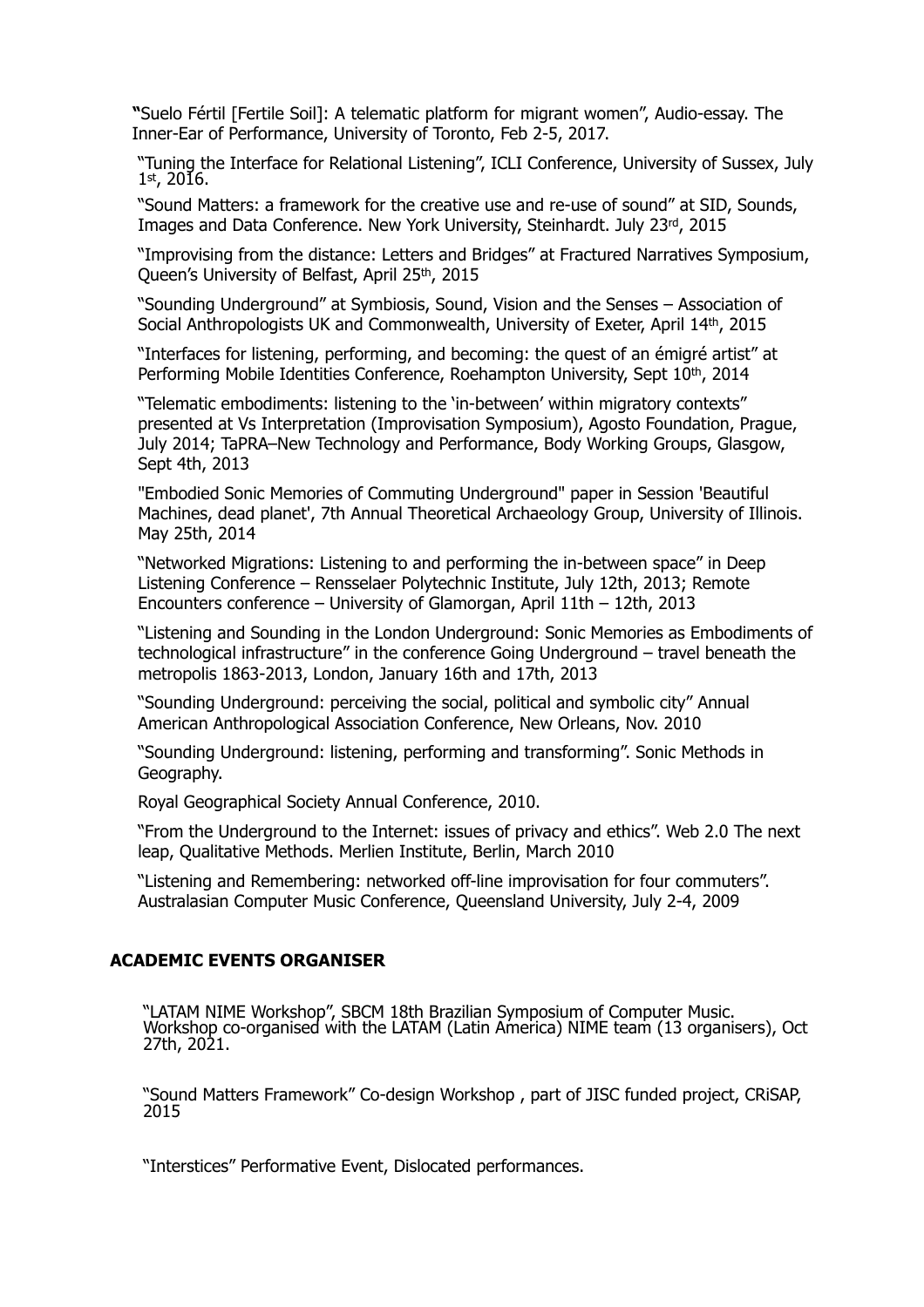"Suelo Fértil [Fertile Soil]: A telematic platform for migrant women", Audio-essay. The Inner-Ear of Performance, University of Toronto, Feb 2-5, 2017.

"Tuning the Interface for Relational Listening", ICLI Conference, University of Sussex, July 1st, 2016.

"Sound Matters: a framework for the creative use and re-use of sound" at SID, Sounds, Images and Data Conference. New York University, Steinhardt. July 23rd, 2015

"Improvising from the distance: Letters and Bridges" at Fractured Narratives Symposium, Queen's University of Belfast, April 25th, 2015

"Sounding Underground" at Symbiosis, Sound, Vision and the Senses – Association of Social Anthropologists UK and Commonwealth, University of Exeter, April 14th, 2015

"Interfaces for listening, performing, and becoming: the quest of an émigré artist" at Performing Mobile Identities Conference, Roehampton University, Sept 10th, 2014

"Telematic embodiments: listening to the 'in-between' within migratory contexts" presented at Vs Interpretation (Improvisation Symposium), Agosto Foundation, Prague, July 2014; TaPRA–New Technology and Performance, Body Working Groups, Glasgow, Sept 4th, 2013

"Embodied Sonic Memories of Commuting Underground" paper in Session 'Beautiful Machines, dead planet', 7th Annual Theoretical Archaeology Group, University of Illinois. May 25th, 2014

"Networked Migrations: Listening to and performing the in-between space" in Deep Listening Conference – Rensselaer Polytechnic Institute, July 12th, 2013; Remote Encounters conference – University of Glamorgan, April 11th – 12th, 2013

"Listening and Sounding in the London Underground: Sonic Memories as Embodiments of technological infrastructure" in the conference Going Underground – travel beneath the metropolis 1863-2013, London, January 16th and 17th, 2013

"Sounding Underground: perceiving the social, political and symbolic city" Annual American Anthropological Association Conference, New Orleans, Nov. 2010

"Sounding Underground: listening, performing and transforming". Sonic Methods in Geography.

Royal Geographical Society Annual Conference, 2010.

"From the Underground to the Internet: issues of privacy and ethics". Web 2.0 The next leap, Qualitative Methods. Merlien Institute, Berlin, March 2010

"Listening and Remembering: networked off-line improvisation for four commuters". Australasian Computer Music Conference, Queensland University, July 2-4, 2009

## ACADEMIC EVENTS ORGANISER

"LATAM NIME Workshop", SBCM 18th Brazilian Symposium of Computer Music. Workshop co-organised with the LATAM (Latin America) NIME team (13 organisers), Oct 27th, 2021.

"Sound Matters Framework" Co-design Workshop , part of JISC funded project, CRiSAP, 2015

"Interstices" Performative Event, Dislocated performances.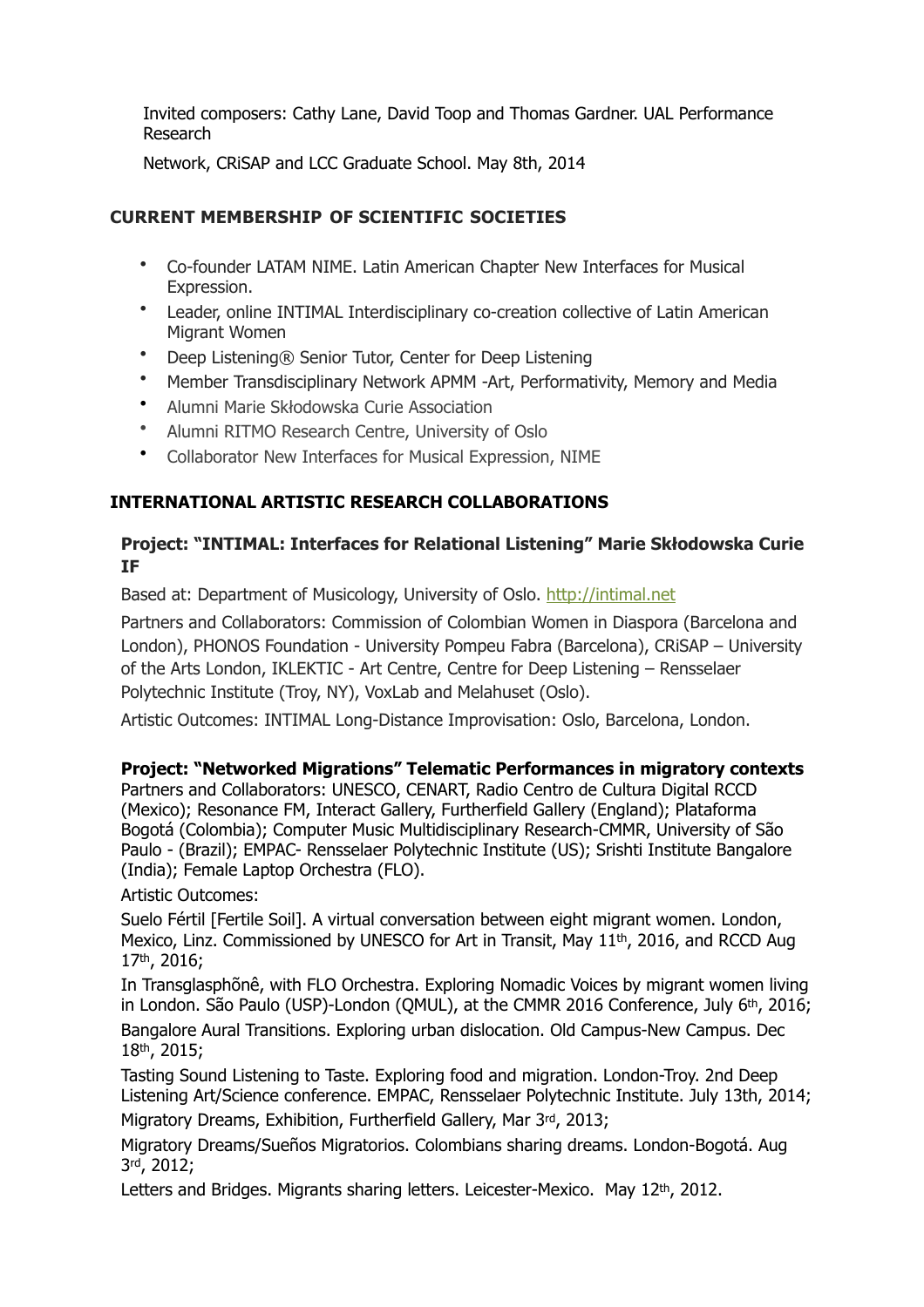Invited composers: Cathy Lane, David Toop and Thomas Gardner. UAL Performance Research

Network, CRiSAP and LCC Graduate School. May 8th, 2014

## CURRENT MEMBERSHIP OF SCIENTIFIC SOCIETIES

- Co-founder LATAM NIME. Latin American Chapter New Interfaces for Musical Expression.
- Leader, online INTIMAL Interdisciplinary co-creation collective of Latin American Migrant Women
- Deep Listening® Senior Tutor, Center for Deep Listening
- Member Transdisciplinary Network APMM -Art, Performativity, Memory and Media
- Alumni Marie Skłodowska Curie Association
- Alumni RITMO Research Centre, University of Oslo
- Collaborator New Interfaces for Musical Expression, NIME

## INTERNATIONAL ARTISTIC RESEARCH COLLABORATIONS

### Project: "INTIMAL: Interfaces for Relational Listening" Marie Skłodowska Curie IF

Based at: Department of Musicology, University of Oslo. http://intimal.net

Partners and Collaborators: Commission of Colombian Women in Diaspora (Barcelona and London), PHONOS Foundation - University Pompeu Fabra (Barcelona), CRiSAP – University of the Arts London, IKLEKTIC - Art Centre, Centre for Deep Listening – Rensselaer Polytechnic Institute (Troy, NY), VoxLab and Melahuset (Oslo).

Artistic Outcomes: INTIMAL Long-Distance Improvisation: Oslo, Barcelona, London.

### Project: "Networked Migrations" Telematic Performances in migratory contexts

Partners and Collaborators: UNESCO, CENART, Radio Centro de Cultura Digital RCCD (Mexico); Resonance FM, Interact Gallery, Furtherfield Gallery (England); Plataforma Bogotá (Colombia); Computer Music Multidisciplinary Research-CMMR, University of São Paulo - (Brazil); EMPAC- Rensselaer Polytechnic Institute (US); Srishti Institute Bangalore (India); Female Laptop Orchestra (FLO).

Artistic Outcomes:

Suelo Fértil [Fertile Soil]. A virtual conversation between eight migrant women. London, Mexico, Linz. Commissioned by UNESCO for Art in Transit, May 11th, 2016, and RCCD Aug 17th, 2016;

In Transglasphõnê, with FLO Orchestra. Exploring Nomadic Voices by migrant women living in London. São Paulo (USP)-London (QMUL), at the CMMR 2016 Conference, July 6th, 2016;

Bangalore Aural Transitions. Exploring urban dislocation. Old Campus-New Campus. Dec 18th, 2015;

Tasting Sound Listening to Taste. Exploring food and migration. London-Troy. 2nd Deep Listening Art/Science conference. EMPAC, Rensselaer Polytechnic Institute. July 13th, 2014;

Migratory Dreams, Exhibition, Furtherfield Gallery, Mar 3rd, 2013;

Migratory Dreams/Sueños Migratorios. Colombians sharing dreams. London-Bogotá. Aug 3rd, 2012;

Letters and Bridges. Migrants sharing letters. Leicester-Mexico. May 12th, 2012.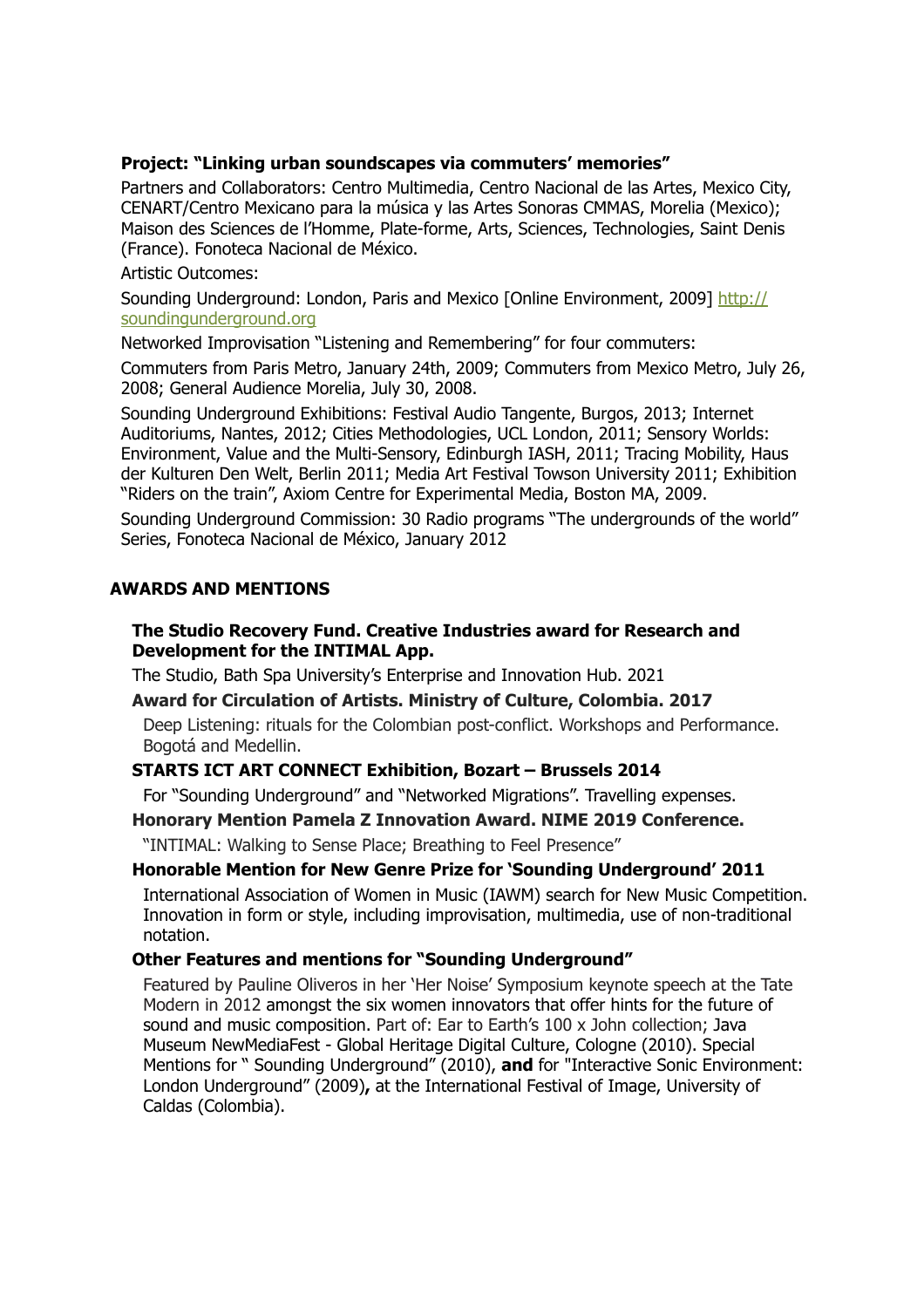**Project: "Linking urban soundscapes via commuters' memories"**

Partners and Collaborators: Centro Multimedia, Centro Nacional de las Artes, Mexico City, CENART/Centro Mexicano para la música y las Artes Sonoras CMMAS, Morelia (Mexico); Maison des Sciences de l'Homme, Plate-forme, Arts, Sciences, Technologies, Saint Denis (France). Fonoteca Nacional de México.

Artistic Outcomes:

Sounding Underground: London, Paris and Mexico [Online Environment, 2009] http://soundingunderground.org

Networked Improvisation "Listening and Remembering" for four commuters:

Commuters from Paris Metro, January 24th, 2009; Commuters from Mexico Metro, July 26, 2008; General Audience Morelia, July 30, 2008.

Sounding Underground Exhibitions: Festival Audio Tangente, Burgos, 2013; Internet Auditoriums, Nantes, 2012; Cities Methodologies, UCL London, 2011; Sensory Worlds: Environment, Value and the Multi-Sensory, Edinburgh IASH, 2011; Tracing Mobility, Haus der Kulturen Den Welt, Berlin 2011; Media Art Festival Towson University 2011; Exhibition "Riders on the train", Axiom Centre for Experimental Media, Boston MA, 2009.

Sounding Underground Commission: 30 Radio programs "The undergrounds of the world" Series, Fonoteca Nacional de México, January 2012

## AWARDS AND MENTIONS

**The Studio Recovery Fund. Creative Industries award for Research and Development for the INTIMAL App.**

The Studio, Bath Spa University's Enterprise and Innovation Hub. 2021

**Award for Circulation of Artists. Ministry of Culture, Colombia. 2017**

Deep Listening: rituals for the Colombian post-conflict. Workshops and Performance. Bogotá and Medellin.

**STARTS ICT ART CONNECT Exhibition, Bozart – Brussels 2014**

For "Sounding Underground" and "Networked Migrations". Travelling expenses.

**Honorary Mention Pamela Z Innovation Award. NIME 2019 Conference.**

"INTIMAL: Walking to Sense Place; Breathing to Feel Presence"

**Honorable Mention for New Genre Prize for 'Sounding Underground' 2011**

International Association of Women in Music (IAWM) search for New Music Competition. Innovation in form or style, including improvisation, multimedia, use of non-traditional notation.

**Other Features and mentions for "Sounding Underground"**

Featured by Pauline Oliveros in her 'Her Noise' Symposium keynote speech at the Tate Modern in 2012 amongst the six women innovators that offer hints for the future of sound and music composition. Part of: Ear to Earth's 100 x John collection; Java Museum NewMediaFest - Global Heritage Digital Culture, Cologne (2010). Special Mentions for " Sounding Underground" (2010), **and** for "Interactive Sonic Environment: London Underground" (2009)**,** at the International Festival of Image, University of Caldas (Colombia).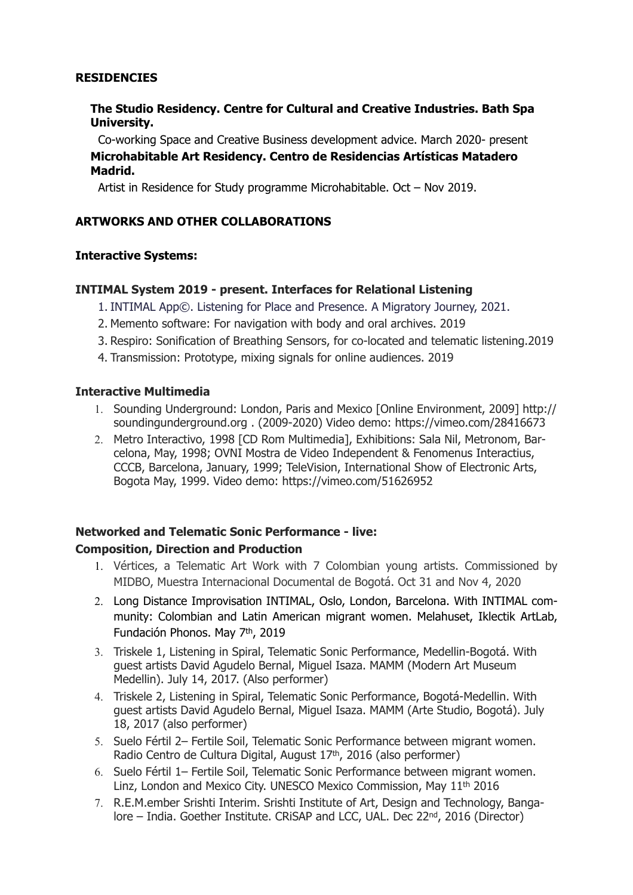## RESIDENCIES

**The Studio Residency. Centre for Cultural and Creative Industries. Bath Spa University.**

Co-working Space and Creative Business development advice. March 2020- present

**Microhabitable Art Residency. Centro de Residencias Artísticas Matadero Madrid.**

Artist in Residence for Study programme Microhabitable. Oct – Nov 2019.

## ARTWORKS AND OTHER COLLABORATIONS

### Interactive Systems:

**INTIMAL System 2019 - present. Interfaces for Relational Listening**

1. INTIMAL App©. Listening for Place and Presence. A Migratory Journey, 2021.
2. Memento software: For navigation with body and oral archives. 2019
3. Respiro: Sonification of Breathing Sensors, for co-located and telematic listening.2019
4. Transmission: Prototype, mixing signals for online audiences. 2019

### Interactive Multimedia

1. Sounding Underground: London, Paris and Mexico [Online Environment, 2009] http://soundingunderground.org . (2009-2020) Video demo: https://vimeo.com/28416673
2. Metro Interactivo, 1998 [CD Rom Multimedia], Exhibitions: Sala Nil, Metronom, Barcelona, May, 1998; OVNI Mostra de Video Independent & Fenomenus Interactius, CCCB, Barcelona, January, 1999; TeleVision, International Show of Electronic Arts, Bogota May, 1999. Video demo: https://vimeo.com/51626952

### Networked and Telematic Sonic Performance - live:

**Composition, Direction and Production**

1. Vértices, a Telematic Art Work with 7 Colombian young artists. Commissioned by MIDBO, Muestra Internacional Documental de Bogotá. Oct 31 and Nov 4, 2020
2. Long Distance Improvisation INTIMAL, Oslo, London, Barcelona. With INTIMAL community: Colombian and Latin American migrant women. Melahuset, Iklectik ArtLab, Fundación Phonos. May 7th, 2019
3. Triskele 1, Listening in Spiral, Telematic Sonic Performance, Medellin-Bogotá. With guest artists David Agudelo Bernal, Miguel Isaza. MAMM (Modern Art Museum Medellin). July 14, 2017. (Also performer)
4. Triskele 2, Listening in Spiral, Telematic Sonic Performance, Bogotá-Medellin. With guest artists David Agudelo Bernal, Miguel Isaza. MAMM (Arte Studio, Bogotá). July 18, 2017 (also performer)
5. Suelo Fértil 2– Fertile Soil, Telematic Sonic Performance between migrant women. Radio Centro de Cultura Digital, August 17th, 2016 (also performer)
6. Suelo Fértil 1– Fertile Soil, Telematic Sonic Performance between migrant women. Linz, London and Mexico City. UNESCO Mexico Commission, May 11th 2016
7. R.E.M.ember Srishti Interim. Srishti Institute of Art, Design and Technology, Bangalore – India. Goether Institute. CRiSAP and LCC, UAL. Dec 22nd, 2016 (Director)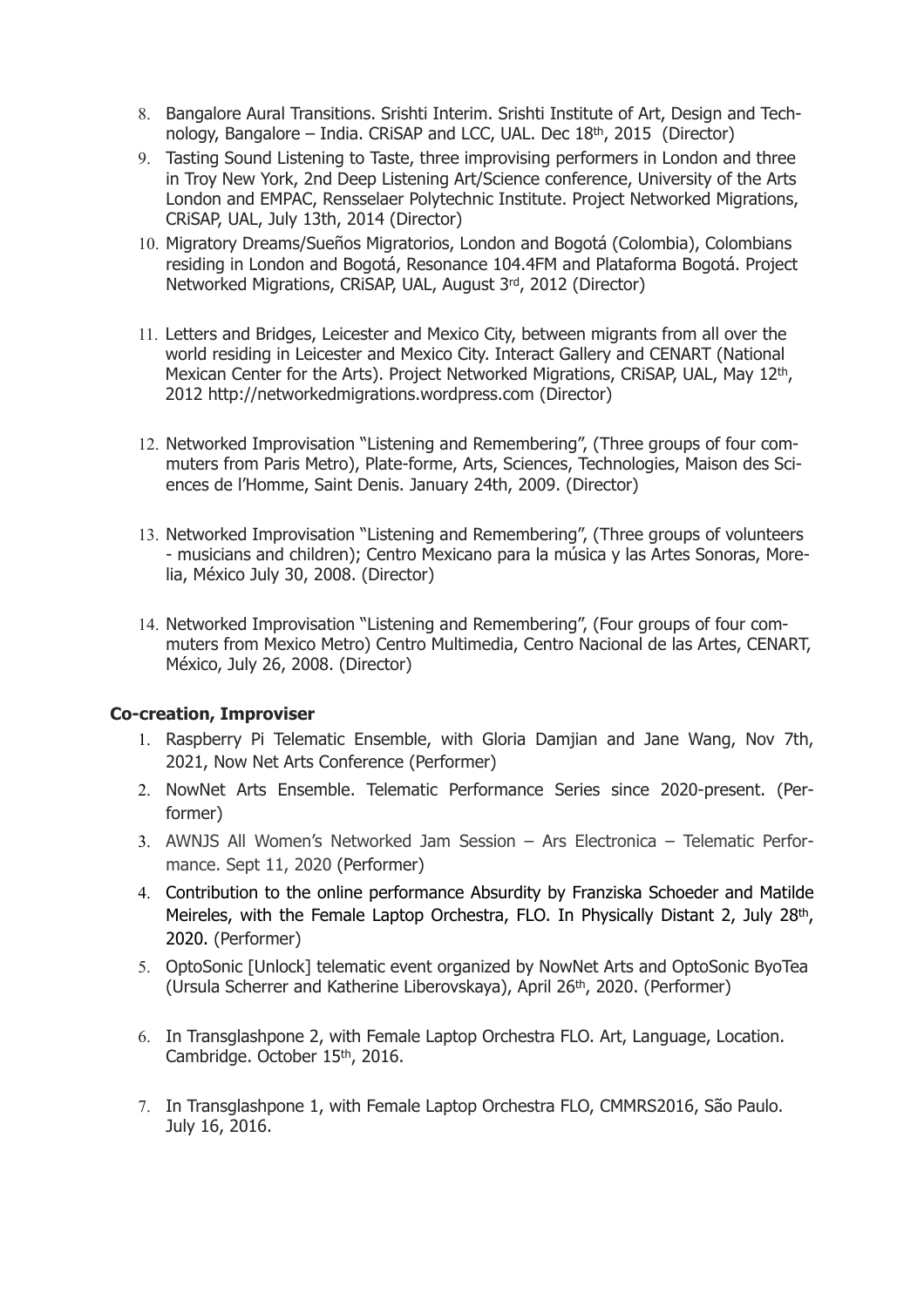8. Bangalore Aural Transitions. Srishti Interim. Srishti Institute of Art, Design and Technology, Bangalore – India. CRiSAP and LCC, UAL. Dec 18th, 2015 (Director)
9. Tasting Sound Listening to Taste, three improvising performers in London and three in Troy New York, 2nd Deep Listening Art/Science conference, University of the Arts London and EMPAC, Rensselaer Polytechnic Institute. Project Networked Migrations, CRiSAP, UAL, July 13th, 2014 (Director)
10. Migratory Dreams/Sueños Migratorios, London and Bogotá (Colombia), Colombians residing in London and Bogotá, Resonance 104.4FM and Plataforma Bogotá. Project Networked Migrations, CRiSAP, UAL, August 3rd, 2012 (Director)
11. Letters and Bridges, Leicester and Mexico City, between migrants from all over the world residing in Leicester and Mexico City. Interact Gallery and CENART (National Mexican Center for the Arts). Project Networked Migrations, CRiSAP, UAL, May 12th, 2012 http://networkedmigrations.wordpress.com (Director)
12. Networked Improvisation "Listening and Remembering", (Three groups of four commuters from Paris Metro), Plate-forme, Arts, Sciences, Technologies, Maison des Sciences de l'Homme, Saint Denis. January 24th, 2009. (Director)
13. Networked Improvisation "Listening and Remembering", (Three groups of volunteers - musicians and children); Centro Mexicano para la música y las Artes Sonoras, Morelia, México July 30, 2008. (Director)
14. Networked Improvisation "Listening and Remembering", (Four groups of four commuters from Mexico Metro) Centro Multimedia, Centro Nacional de las Artes, CENART, México, July 26, 2008. (Director)

**Co-creation, Improviser**

1. Raspberry Pi Telematic Ensemble, with Gloria Damjian and Jane Wang, Nov 7th, 2021, Now Net Arts Conference (Performer)
2. NowNet Arts Ensemble. Telematic Performance Series since 2020-present. (Performer)
3. AWNJS All Women's Networked Jam Session – Ars Electronica – Telematic Performance. Sept 11, 2020 (Performer)
4. Contribution to the online performance Absurdity by Franziska Schoeder and Matilde Meireles, with the Female Laptop Orchestra, FLO. In Physically Distant 2, July 28th, 2020. (Performer)
5. OptoSonic [Unlock] telematic event organized by NowNet Arts and OptoSonic ByoTea (Ursula Scherrer and Katherine Liberovskaya), April 26th, 2020. (Performer)
6. In Transglashpone 2, with Female Laptop Orchestra FLO. Art, Language, Location. Cambridge. October 15th, 2016.
7. In Transglashpone 1, with Female Laptop Orchestra FLO, CMMRS2016, São Paulo. July 16, 2016.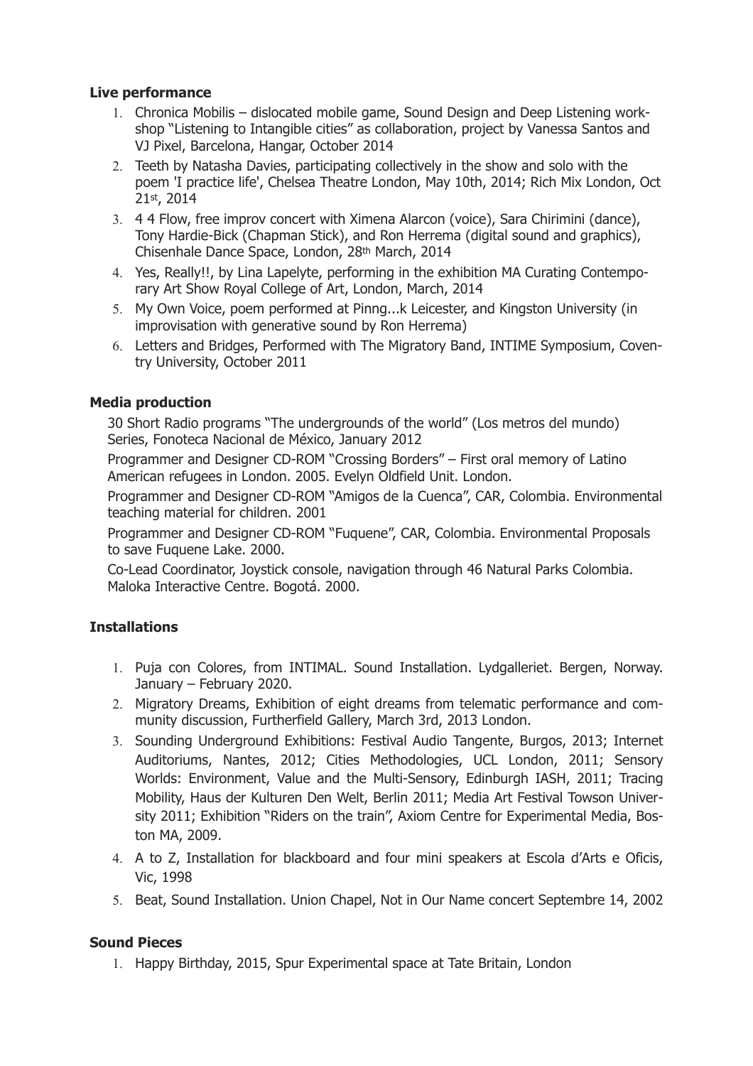### Live performance

1. Chronica Mobilis – dislocated mobile game, Sound Design and Deep Listening workshop "Listening to Intangible cities" as collaboration, project by Vanessa Santos and VJ Pixel, Barcelona, Hangar, October 2014
2. Teeth by Natasha Davies, participating collectively in the show and solo with the poem 'I practice life', Chelsea Theatre London, May 10th, 2014; Rich Mix London, Oct 21st, 2014
3. 4 4 Flow, free improv concert with Ximena Alarcon (voice), Sara Chirimini (dance), Tony Hardie-Bick (Chapman Stick), and Ron Herrema (digital sound and graphics), Chisenhale Dance Space, London, 28th March, 2014
4. Yes, Really!!, by Lina Lapelyte, performing in the exhibition MA Curating Contemporary Art Show Royal College of Art, London, March, 2014
5. My Own Voice, poem performed at Pinng...k Leicester, and Kingston University (in improvisation with generative sound by Ron Herrema)
6. Letters and Bridges, Performed with The Migratory Band, INTIME Symposium, Coventry University, October 2011

### Media production

30 Short Radio programs "The undergrounds of the world" (Los metros del mundo) Series, Fonoteca Nacional de México, January 2012

Programmer and Designer CD-ROM "Crossing Borders" – First oral memory of Latino American refugees in London. 2005. Evelyn Oldfield Unit. London.

Programmer and Designer CD-ROM "Amigos de la Cuenca", CAR, Colombia. Environmental teaching material for children. 2001

Programmer and Designer CD-ROM "Fuquene", CAR, Colombia. Environmental Proposals to save Fuquene Lake. 2000.

Co-Lead Coordinator, Joystick console, navigation through 46 Natural Parks Colombia. Maloka Interactive Centre. Bogotá. 2000.

### Installations

1. Puja con Colores, from INTIMAL. Sound Installation. Lydgalleriet. Bergen, Norway. January – February 2020.
2. Migratory Dreams, Exhibition of eight dreams from telematic performance and community discussion, Furtherfield Gallery, March 3rd, 2013 London.
3. Sounding Underground Exhibitions: Festival Audio Tangente, Burgos, 2013; Internet Auditoriums, Nantes, 2012; Cities Methodologies, UCL London, 2011; Sensory Worlds: Environment, Value and the Multi-Sensory, Edinburgh IASH, 2011; Tracing Mobility, Haus der Kulturen Den Welt, Berlin 2011; Media Art Festival Towson University 2011; Exhibition "Riders on the train", Axiom Centre for Experimental Media, Boston MA, 2009.
4. A to Z, Installation for blackboard and four mini speakers at Escola d'Arts e Oficis, Vic, 1998
5. Beat, Sound Installation. Union Chapel, Not in Our Name concert Septembre 14, 2002

### Sound Pieces

1. Happy Birthday, 2015, Spur Experimental space at Tate Britain, London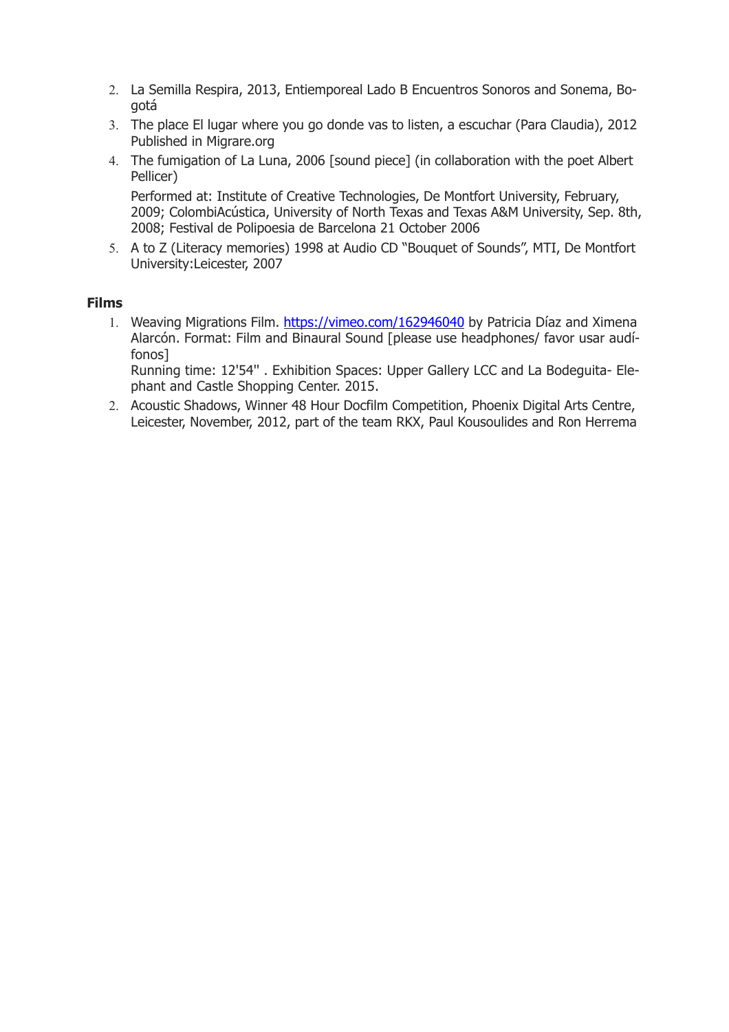2. La Semilla Respira, 2013, Entiemporeal Lado B Encuentros Sonoros and Sonema, Bogotá
3. The place El lugar where you go donde vas to listen, a escuchar (Para Claudia), 2012 Published in Migrare.org
4. The fumigation of La Luna, 2006 [sound piece] (in collaboration with the poet Albert Pellicer)

   Performed at: Institute of Creative Technologies, De Montfort University, February, 2009; ColombiAcústica, University of North Texas and Texas A&M University, Sep. 8th, 2008; Festival de Polipoesia de Barcelona 21 October 2006
5. A to Z (Literacy memories) 1998 at Audio CD "Bouquet of Sounds", MTI, De Montfort University:Leicester, 2007

**Films**

1. Weaving Migrations Film. https://vimeo.com/162946040 by Patricia Díaz and Ximena Alarcón. Format: Film and Binaural Sound [please use headphones/ favor usar audífonos]
   Running time: 12'54'' . Exhibition Spaces: Upper Gallery LCC and La Bodeguita- Elephant and Castle Shopping Center. 2015.
2. Acoustic Shadows, Winner 48 Hour Docfilm Competition, Phoenix Digital Arts Centre, Leicester, November, 2012, part of the team RKX, Paul Kousoulides and Ron Herrema